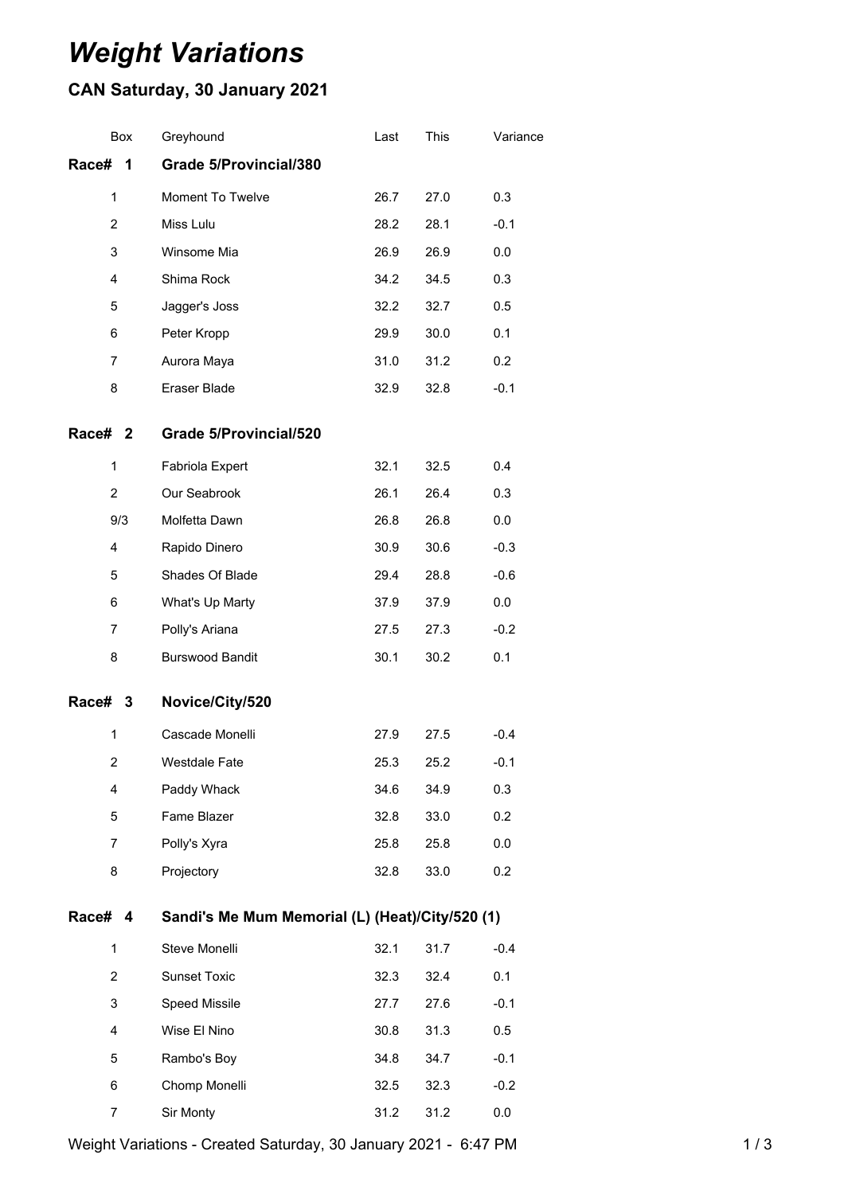# *Weight Variations*

## CAN Saturday, 30 January 2021

| Box | Greyhound | Last | This | Variance |
|---|---|---|---|---|
| **Race# 1** | **Grade 5/Provincial/380** | | | |
| 1 | Moment To Twelve | 26.7 | 27.0 | 0.3 |
| 2 | Miss Lulu | 28.2 | 28.1 | -0.1 |
| 3 | Winsome Mia | 26.9 | 26.9 | 0.0 |
| 4 | Shima Rock | 34.2 | 34.5 | 0.3 |
| 5 | Jagger's Joss | 32.2 | 32.7 | 0.5 |
| 6 | Peter Kropp | 29.9 | 30.0 | 0.1 |
| 7 | Aurora Maya | 31.0 | 31.2 | 0.2 |
| 8 | Eraser Blade | 32.9 | 32.8 | -0.1 |
| **Race# 2** | **Grade 5/Provincial/520** | | | |
| 1 | Fabriola Expert | 32.1 | 32.5 | 0.4 |
| 2 | Our Seabrook | 26.1 | 26.4 | 0.3 |
| 9/3 | Molfetta Dawn | 26.8 | 26.8 | 0.0 |
| 4 | Rapido Dinero | 30.9 | 30.6 | -0.3 |
| 5 | Shades Of Blade | 29.4 | 28.8 | -0.6 |
| 6 | What's Up Marty | 37.9 | 37.9 | 0.0 |
| 7 | Polly's Ariana | 27.5 | 27.3 | -0.2 |
| 8 | Burswood Bandit | 30.1 | 30.2 | 0.1 |
| **Race# 3** | **Novice/City/520** | | | |
| 1 | Cascade Monelli | 27.9 | 27.5 | -0.4 |
| 2 | Westdale Fate | 25.3 | 25.2 | -0.1 |
| 4 | Paddy Whack | 34.6 | 34.9 | 0.3 |
| 5 | Fame Blazer | 32.8 | 33.0 | 0.2 |
| 7 | Polly's Xyra | 25.8 | 25.8 | 0.0 |
| 8 | Projectory | 32.8 | 33.0 | 0.2 |
| **Race# 4** | **Sandi's Me Mum Memorial (L) (Heat)/City/520 (1)** | | | |
| 1 | Steve Monelli | 32.1 | 31.7 | -0.4 |
| 2 | Sunset Toxic | 32.3 | 32.4 | 0.1 |
| 3 | Speed Missile | 27.7 | 27.6 | -0.1 |
| 4 | Wise El Nino | 30.8 | 31.3 | 0.5 |
| 5 | Rambo's Boy | 34.8 | 34.7 | -0.1 |
| 6 | Chomp Monelli | 32.5 | 32.3 | -0.2 |
| 7 | Sir Monty | 31.2 | 31.2 | 0.0 |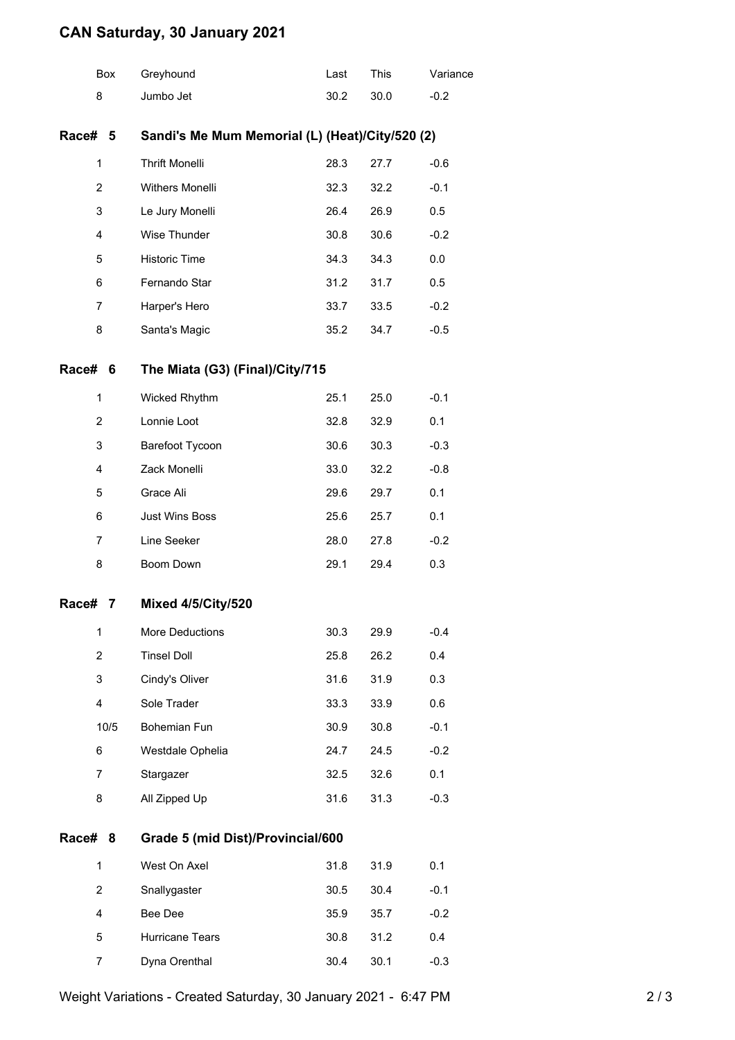# CAN Saturday, 30 January 2021

| Box | Greyhound | Last | This | Variance |
|---|---|---|---|---|
| 8 | Jumbo Jet | 30.2 | 30.0 | -0.2 |

## Race# 5 Sandi's Me Mum Memorial (L) (Heat)/City/520 (2)

| Box | Greyhound | Last | This | Variance |
|---|---|---|---|---|
| 1 | Thrift Monelli | 28.3 | 27.7 | -0.6 |
| 2 | Withers Monelli | 32.3 | 32.2 | -0.1 |
| 3 | Le Jury Monelli | 26.4 | 26.9 | 0.5 |
| 4 | Wise Thunder | 30.8 | 30.6 | -0.2 |
| 5 | Historic Time | 34.3 | 34.3 | 0.0 |
| 6 | Fernando Star | 31.2 | 31.7 | 0.5 |
| 7 | Harper's Hero | 33.7 | 33.5 | -0.2 |
| 8 | Santa's Magic | 35.2 | 34.7 | -0.5 |

## Race# 6 The Miata (G3) (Final)/City/715

| Box | Greyhound | Last | This | Variance |
|---|---|---|---|---|
| 1 | Wicked Rhythm | 25.1 | 25.0 | -0.1 |
| 2 | Lonnie Loot | 32.8 | 32.9 | 0.1 |
| 3 | Barefoot Tycoon | 30.6 | 30.3 | -0.3 |
| 4 | Zack Monelli | 33.0 | 32.2 | -0.8 |
| 5 | Grace Ali | 29.6 | 29.7 | 0.1 |
| 6 | Just Wins Boss | 25.6 | 25.7 | 0.1 |
| 7 | Line Seeker | 28.0 | 27.8 | -0.2 |
| 8 | Boom Down | 29.1 | 29.4 | 0.3 |

## Race# 7 Mixed 4/5/City/520

| Box | Greyhound | Last | This | Variance |
|---|---|---|---|---|
| 1 | More Deductions | 30.3 | 29.9 | -0.4 |
| 2 | Tinsel Doll | 25.8 | 26.2 | 0.4 |
| 3 | Cindy's Oliver | 31.6 | 31.9 | 0.3 |
| 4 | Sole Trader | 33.3 | 33.9 | 0.6 |
| 10/5 | Bohemian Fun | 30.9 | 30.8 | -0.1 |
| 6 | Westdale Ophelia | 24.7 | 24.5 | -0.2 |
| 7 | Stargazer | 32.5 | 32.6 | 0.1 |
| 8 | All Zipped Up | 31.6 | 31.3 | -0.3 |

## Race# 8 Grade 5 (mid Dist)/Provincial/600

| Box | Greyhound | Last | This | Variance |
|---|---|---|---|---|
| 1 | West On Axel | 31.8 | 31.9 | 0.1 |
| 2 | Snallygaster | 30.5 | 30.4 | -0.1 |
| 4 | Bee Dee | 35.9 | 35.7 | -0.2 |
| 5 | Hurricane Tears | 30.8 | 31.2 | 0.4 |
| 7 | Dyna Orenthal | 30.4 | 30.1 | -0.3 |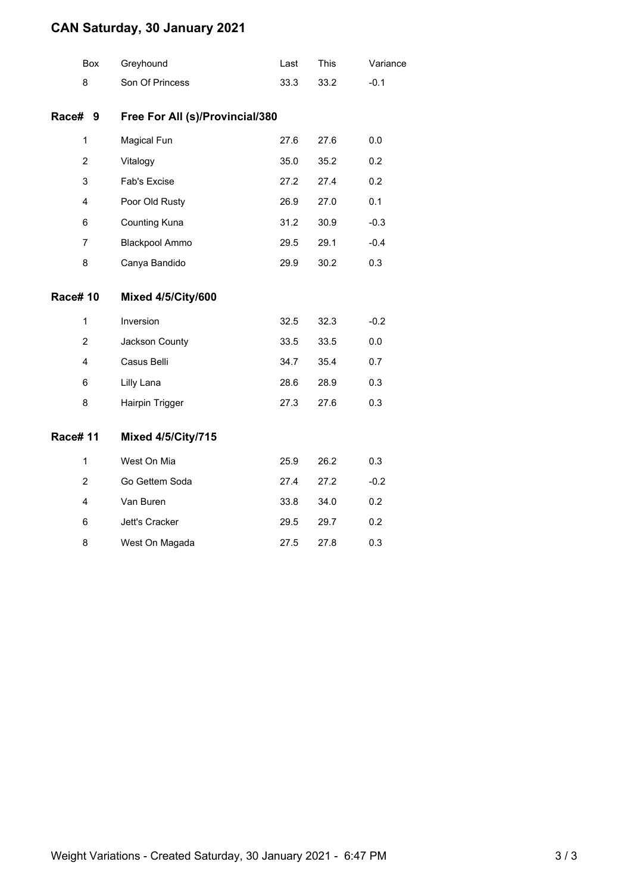# CAN Saturday, 30 January 2021

| Box | Greyhound | Last | This | Variance |
|---|---|---|---|---|
| 8 | Son Of Princess | 33.3 | 33.2 | -0.1 |

## Race# 9 Free For All (s)/Provincial/380

| Box | Greyhound | Last | This | Variance |
|---|---|---|---|---|
| 1 | Magical Fun | 27.6 | 27.6 | 0.0 |
| 2 | Vitalogy | 35.0 | 35.2 | 0.2 |
| 3 | Fab's Excise | 27.2 | 27.4 | 0.2 |
| 4 | Poor Old Rusty | 26.9 | 27.0 | 0.1 |
| 6 | Counting Kuna | 31.2 | 30.9 | -0.3 |
| 7 | Blackpool Ammo | 29.5 | 29.1 | -0.4 |
| 8 | Canya Bandido | 29.9 | 30.2 | 0.3 |

## Race# 10 Mixed 4/5/City/600

| Box | Greyhound | Last | This | Variance |
|---|---|---|---|---|
| 1 | Inversion | 32.5 | 32.3 | -0.2 |
| 2 | Jackson County | 33.5 | 33.5 | 0.0 |
| 4 | Casus Belli | 34.7 | 35.4 | 0.7 |
| 6 | Lilly Lana | 28.6 | 28.9 | 0.3 |
| 8 | Hairpin Trigger | 27.3 | 27.6 | 0.3 |

## Race# 11 Mixed 4/5/City/715

| Box | Greyhound | Last | This | Variance |
|---|---|---|---|---|
| 1 | West On Mia | 25.9 | 26.2 | 0.3 |
| 2 | Go Gettem Soda | 27.4 | 27.2 | -0.2 |
| 4 | Van Buren | 33.8 | 34.0 | 0.2 |
| 6 | Jett's Cracker | 29.5 | 29.7 | 0.2 |
| 8 | West On Magada | 27.5 | 27.8 | 0.3 |

Weight Variations - Created Saturday, 30 January 2021 - 6:47 PM